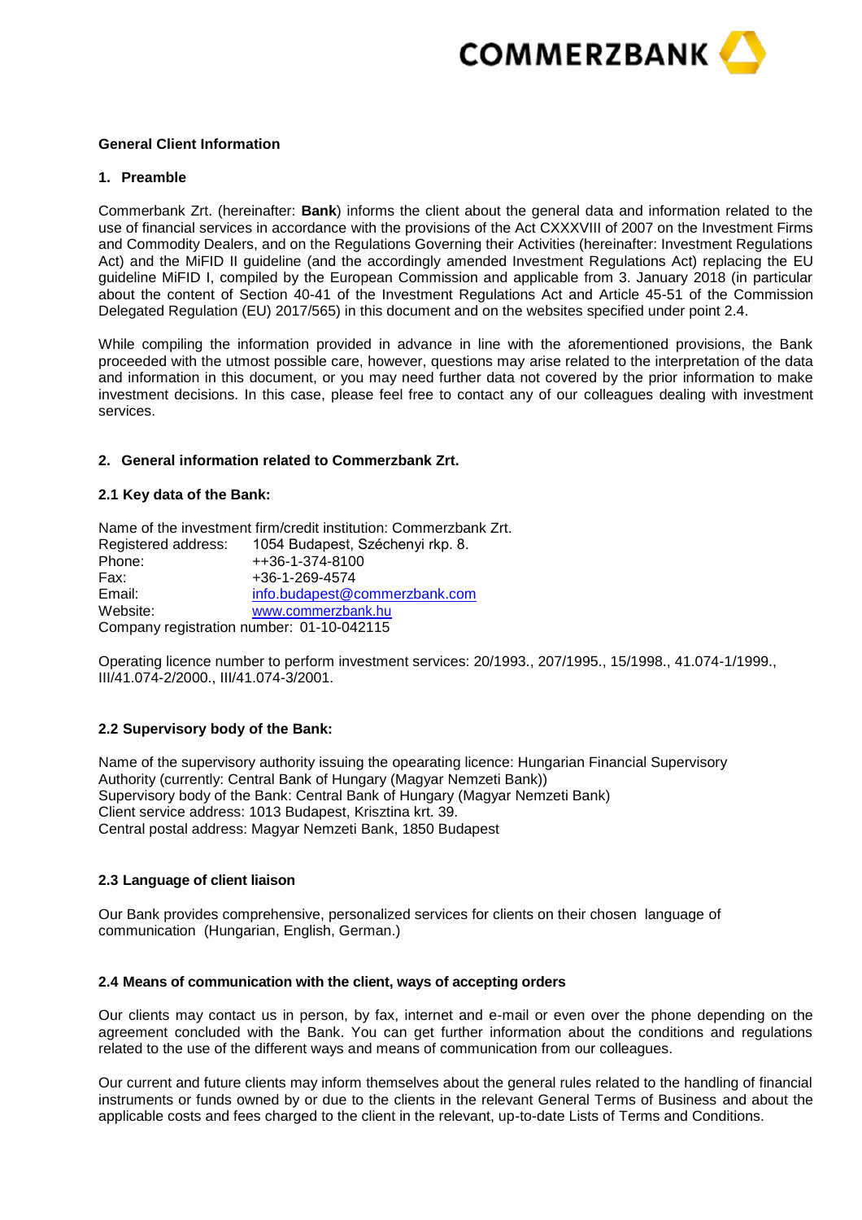# General Client Information

## 1. Preamble

Commerbank Zrt. (hereinafter: **Bank**) informs the client about the general data and information related to the use of financial services in accordance with the provisions of the Act CXXXVIII of 2007 on the Investment Firms and Commodity Dealers, and on the Regulations Governing their Activities (hereinafter: Investment Regulations Act) and the MiFID II guideline (and the accordingly amended Investment Regulations Act) replacing the EU guideline MiFID I, compiled by the European Commission and applicable from 3. January 2018 (in particular about the content of Section 40-41 of the Investment Regulations Act and Article 45-51 of the Commission Delegated Regulation (EU) 2017/565) in this document and on the websites specified under point 2.4.

While compiling the information provided in advance in line with the aforementioned provisions, the Bank proceeded with the utmost possible care, however, questions may arise related to the interpretation of the data and information in this document, or you may need further data not covered by the prior information to make investment decisions. In this case, please feel free to contact any of our colleagues dealing with investment services.

## 2. General information related to Commerzbank Zrt.

### 2.1 Key data of the Bank:

Name of the investment firm/credit institution: Commerzbank Zrt.
Registered address: 1054 Budapest, Széchenyi rkp. 8.
Phone: ++36-1-374-8100
Fax: +36-1-269-4574
Email: info.budapest@commerzbank.com
Website: www.commerzbank.hu
Company registration number: 01-10-042115

Operating licence number to perform investment services: 20/1993., 207/1995., 15/1998., 41.074-1/1999., III/41.074-2/2000., III/41.074-3/2001.

### 2.2 Supervisory body of the Bank:

Name of the supervisory authority issuing the opearating licence: Hungarian Financial Supervisory Authority (currently: Central Bank of Hungary (Magyar Nemzeti Bank))
Supervisory body of the Bank: Central Bank of Hungary (Magyar Nemzeti Bank)
Client service address: 1013 Budapest, Krisztina krt. 39.
Central postal address: Magyar Nemzeti Bank, 1850 Budapest

### 2.3 Language of client liaison

Our Bank provides comprehensive, personalized services for clients on their chosen language of communication (Hungarian, English, German.)

### 2.4 Means of communication with the client, ways of accepting orders

Our clients may contact us in person, by fax, internet and e-mail or even over the phone depending on the agreement concluded with the Bank. You can get further information about the conditions and regulations related to the use of the different ways and means of communication from our colleagues.

Our current and future clients may inform themselves about the general rules related to the handling of financial instruments or funds owned by or due to the clients in the relevant General Terms of Business and about the applicable costs and fees charged to the client in the relevant, up-to-date Lists of Terms and Conditions.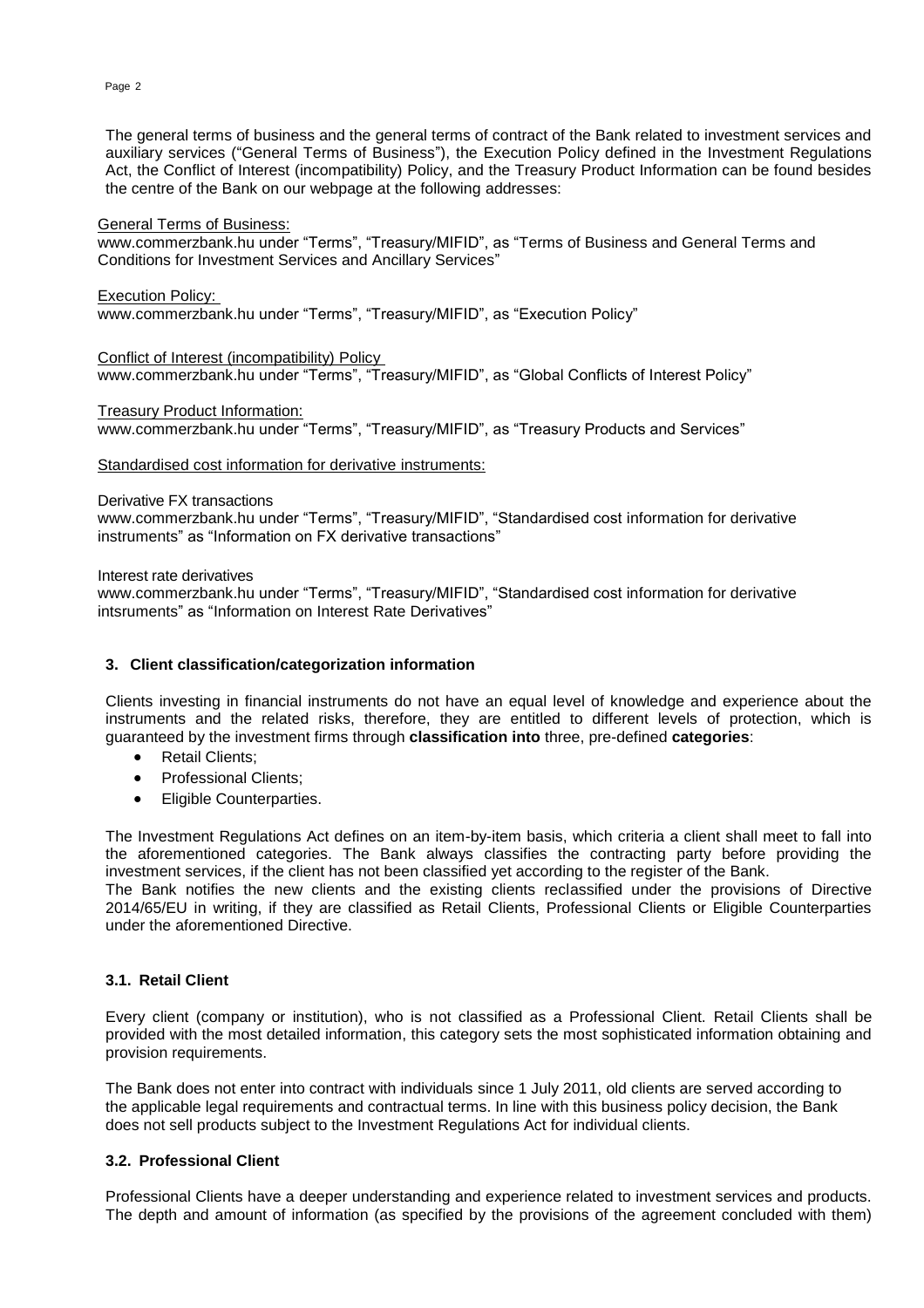The general terms of business and the general terms of contract of the Bank related to investment services and auxiliary services ("General Terms of Business"), the Execution Policy defined in the Investment Regulations Act, the Conflict of Interest (incompatibility) Policy, and the Treasury Product Information can be found besides the centre of the Bank on our webpage at the following addresses:

General Terms of Business:
www.commerzbank.hu under "Terms", "Treasury/MIFID", as "Terms of Business and General Terms and Conditions for Investment Services and Ancillary Services"

Execution Policy:
www.commerzbank.hu under "Terms", "Treasury/MIFID", as "Execution Policy"

Conflict of Interest (incompatibility) Policy
www.commerzbank.hu under "Terms", "Treasury/MIFID", as "Global Conflicts of Interest Policy"

Treasury Product Information:
www.commerzbank.hu under "Terms", "Treasury/MIFID", as "Treasury Products and Services"

Standardised cost information for derivative instruments:

Derivative FX transactions
www.commerzbank.hu under "Terms", "Treasury/MIFID", "Standardised cost information for derivative instruments" as "Information on FX derivative transactions"

Interest rate derivatives
www.commerzbank.hu under "Terms", "Treasury/MIFID", "Standardised cost information for derivative intsruments" as "Information on Interest Rate Derivatives"

## 3. Client classification/categorization information

Clients investing in financial instruments do not have an equal level of knowledge and experience about the instruments and the related risks, therefore, they are entitled to different levels of protection, which is guaranteed by the investment firms through **classification into** three, pre-defined **categories**:

- Retail Clients;
- Professional Clients;
- Eligible Counterparties.

The Investment Regulations Act defines on an item-by-item basis, which criteria a client shall meet to fall into the aforementioned categories. The Bank always classifies the contracting party before providing the investment services, if the client has not been classified yet according to the register of the Bank.
The Bank notifies the new clients and the existing clients reclassified under the provisions of Directive 2014/65/EU in writing, if they are classified as Retail Clients, Professional Clients or Eligible Counterparties under the aforementioned Directive.

### 3.1. Retail Client

Every client (company or institution), who is not classified as a Professional Client. Retail Clients shall be provided with the most detailed information, this category sets the most sophisticated information obtaining and provision requirements.

The Bank does not enter into contract with individuals since 1 July 2011, old clients are served according to the applicable legal requirements and contractual terms. In line with this business policy decision, the Bank does not sell products subject to the Investment Regulations Act for individual clients.

### 3.2. Professional Client

Professional Clients have a deeper understanding and experience related to investment services and products. The depth and amount of information (as specified by the provisions of the agreement concluded with them)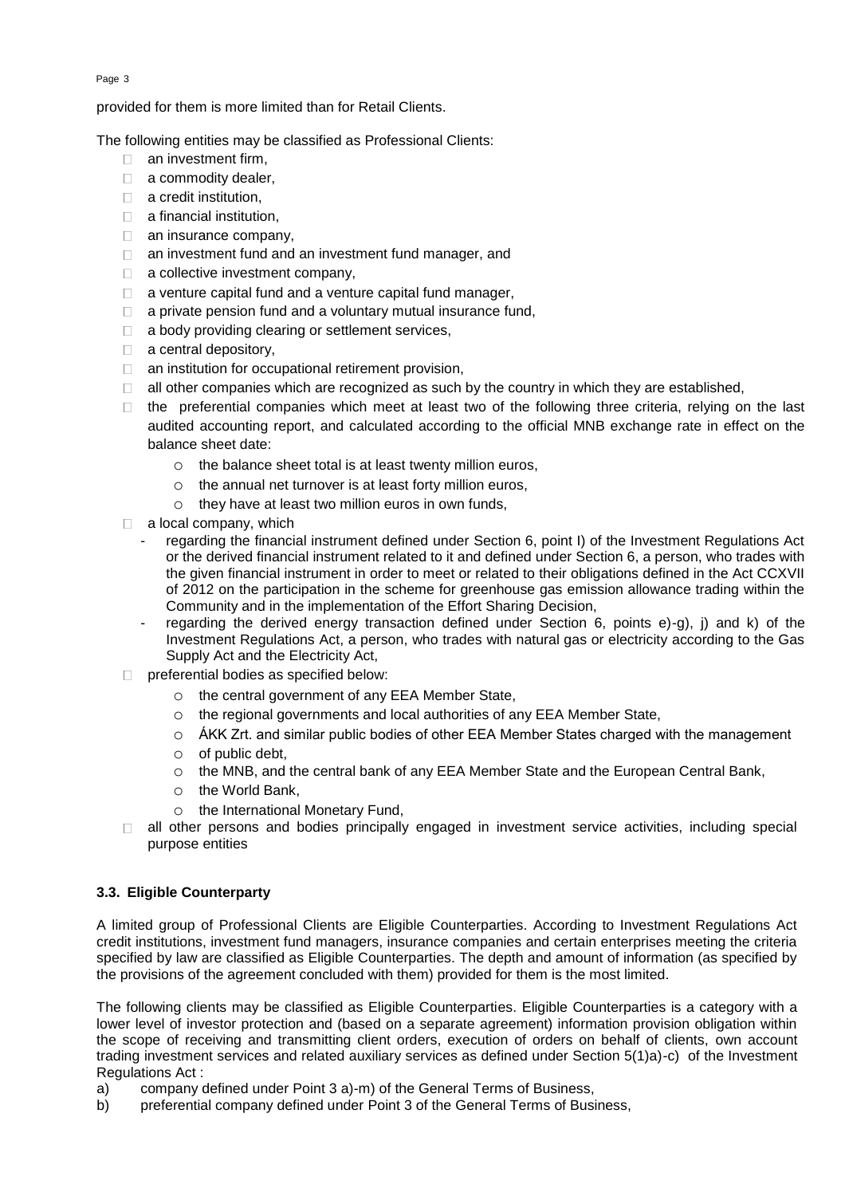provided for them is more limited than for Retail Clients.

The following entities may be classified as Professional Clients:

- an investment firm,
- a commodity dealer,
- a credit institution,
- a financial institution,
- an insurance company,
- an investment fund and an investment fund manager, and
- a collective investment company,
- a venture capital fund and a venture capital fund manager,
- a private pension fund and a voluntary mutual insurance fund,
- a body providing clearing or settlement services,
- a central depository,
- an institution for occupational retirement provision,
- all other companies which are recognized as such by the country in which they are established,
- the preferential companies which meet at least two of the following three criteria, relying on the last audited accounting report, and calculated according to the official MNB exchange rate in effect on the balance sheet date:
  - the balance sheet total is at least twenty million euros,
  - the annual net turnover is at least forty million euros,
  - they have at least two million euros in own funds,
- a local company, which
  - regarding the financial instrument defined under Section 6, point I) of the Investment Regulations Act or the derived financial instrument related to it and defined under Section 6, a person, who trades with the given financial instrument in order to meet or related to their obligations defined in the Act CCXVII of 2012 on the participation in the scheme for greenhouse gas emission allowance trading within the Community and in the implementation of the Effort Sharing Decision,
  - regarding the derived energy transaction defined under Section 6, points e)-g), j) and k) of the Investment Regulations Act, a person, who trades with natural gas or electricity according to the Gas Supply Act and the Electricity Act,
- preferential bodies as specified below:
  - the central government of any EEA Member State,
  - the regional governments and local authorities of any EEA Member State,
  - ÁKK Zrt. and similar public bodies of other EEA Member States charged with the management
  - of public debt,
  - the MNB, and the central bank of any EEA Member State and the European Central Bank,
  - the World Bank,
  - the International Monetary Fund,
- all other persons and bodies principally engaged in investment service activities, including special purpose entities

### 3.3. Eligible Counterparty

A limited group of Professional Clients are Eligible Counterparties. According to Investment Regulations Act credit institutions, investment fund managers, insurance companies and certain enterprises meeting the criteria specified by law are classified as Eligible Counterparties. The depth and amount of information (as specified by the provisions of the agreement concluded with them) provided for them is the most limited.

The following clients may be classified as Eligible Counterparties. Eligible Counterparties is a category with a lower level of investor protection and (based on a separate agreement) information provision obligation within the scope of receiving and transmitting client orders, execution of orders on behalf of clients, own account trading investment services and related auxiliary services as defined under Section 5(1)a)-c) of the Investment Regulations Act :

a) company defined under Point 3 a)-m) of the General Terms of Business,

b) preferential company defined under Point 3 of the General Terms of Business,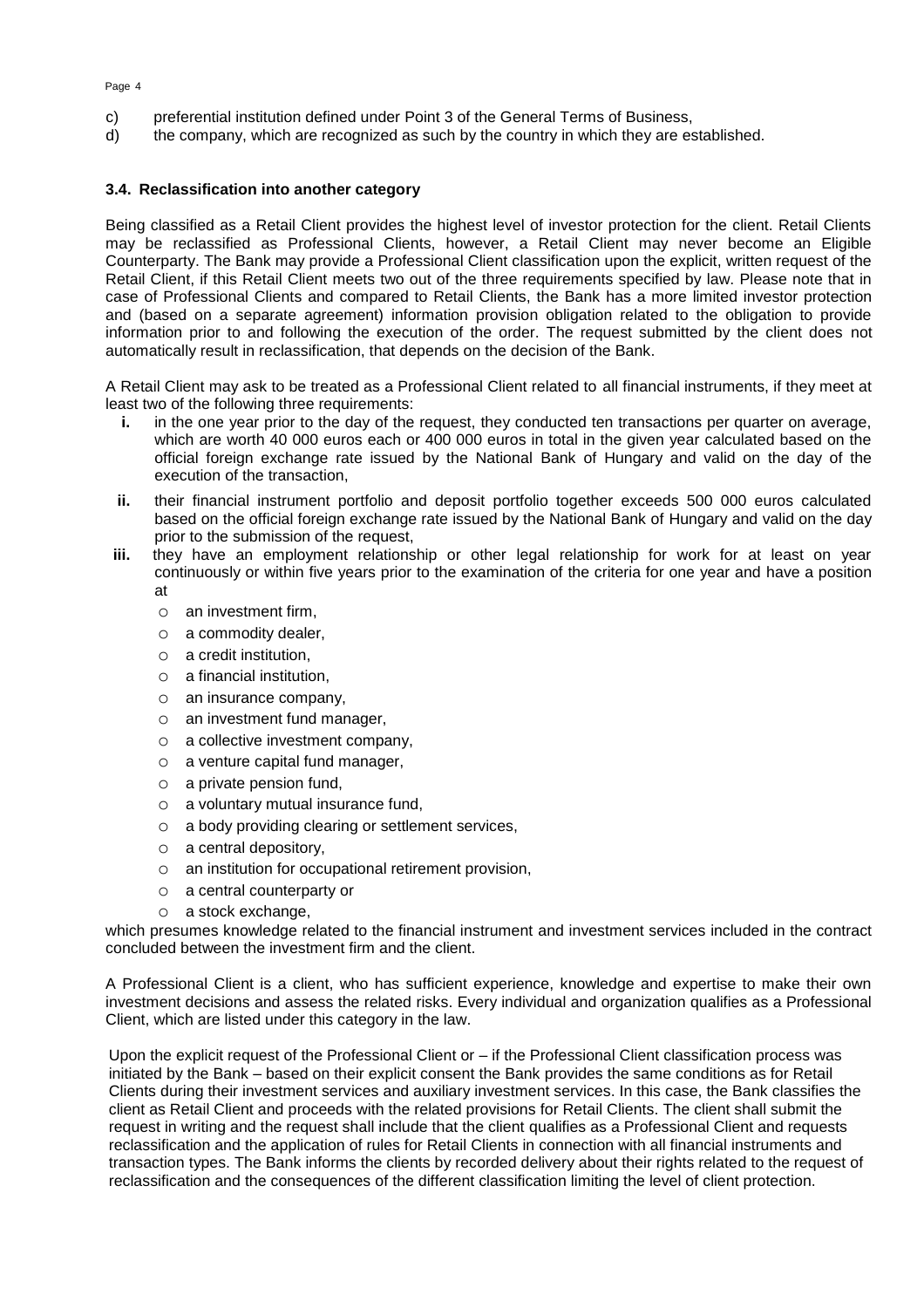c) preferential institution defined under Point 3 of the General Terms of Business,
d) the company, which are recognized as such by the country in which they are established.

### 3.4. Reclassification into another category

Being classified as a Retail Client provides the highest level of investor protection for the client. Retail Clients may be reclassified as Professional Clients, however, a Retail Client may never become an Eligible Counterparty. The Bank may provide a Professional Client classification upon the explicit, written request of the Retail Client, if this Retail Client meets two out of the three requirements specified by law. Please note that in case of Professional Clients and compared to Retail Clients, the Bank has a more limited investor protection and (based on a separate agreement) information provision obligation related to the obligation to provide information prior to and following the execution of the order. The request submitted by the client does not automatically result in reclassification, that depends on the decision of the Bank.

A Retail Client may ask to be treated as a Professional Client related to all financial instruments, if they meet at least two of the following three requirements:

- **i.** in the one year prior to the day of the request, they conducted ten transactions per quarter on average, which are worth 40 000 euros each or 400 000 euros in total in the given year calculated based on the official foreign exchange rate issued by the National Bank of Hungary and valid on the day of the execution of the transaction,
- **ii.** their financial instrument portfolio and deposit portfolio together exceeds 500 000 euros calculated based on the official foreign exchange rate issued by the National Bank of Hungary and valid on the day prior to the submission of the request,
- **iii.** they have an employment relationship or other legal relationship for work for at least on year continuously or within five years prior to the examination of the criteria for one year and have a position at
  - an investment firm,
  - a commodity dealer,
  - a credit institution,
  - a financial institution,
  - an insurance company,
  - an investment fund manager,
  - a collective investment company,
  - a venture capital fund manager,
  - a private pension fund,
  - a voluntary mutual insurance fund,
  - a body providing clearing or settlement services,
  - a central depository,
  - an institution for occupational retirement provision,
  - a central counterparty or
  - a stock exchange,

which presumes knowledge related to the financial instrument and investment services included in the contract concluded between the investment firm and the client.

A Professional Client is a client, who has sufficient experience, knowledge and expertise to make their own investment decisions and assess the related risks. Every individual and organization qualifies as a Professional Client, which are listed under this category in the law.

Upon the explicit request of the Professional Client or – if the Professional Client classification process was initiated by the Bank – based on their explicit consent the Bank provides the same conditions as for Retail Clients during their investment services and auxiliary investment services. In this case, the Bank classifies the client as Retail Client and proceeds with the related provisions for Retail Clients. The client shall submit the request in writing and the request shall include that the client qualifies as a Professional Client and requests reclassification and the application of rules for Retail Clients in connection with all financial instruments and transaction types. The Bank informs the clients by recorded delivery about their rights related to the request of reclassification and the consequences of the different classification limiting the level of client protection.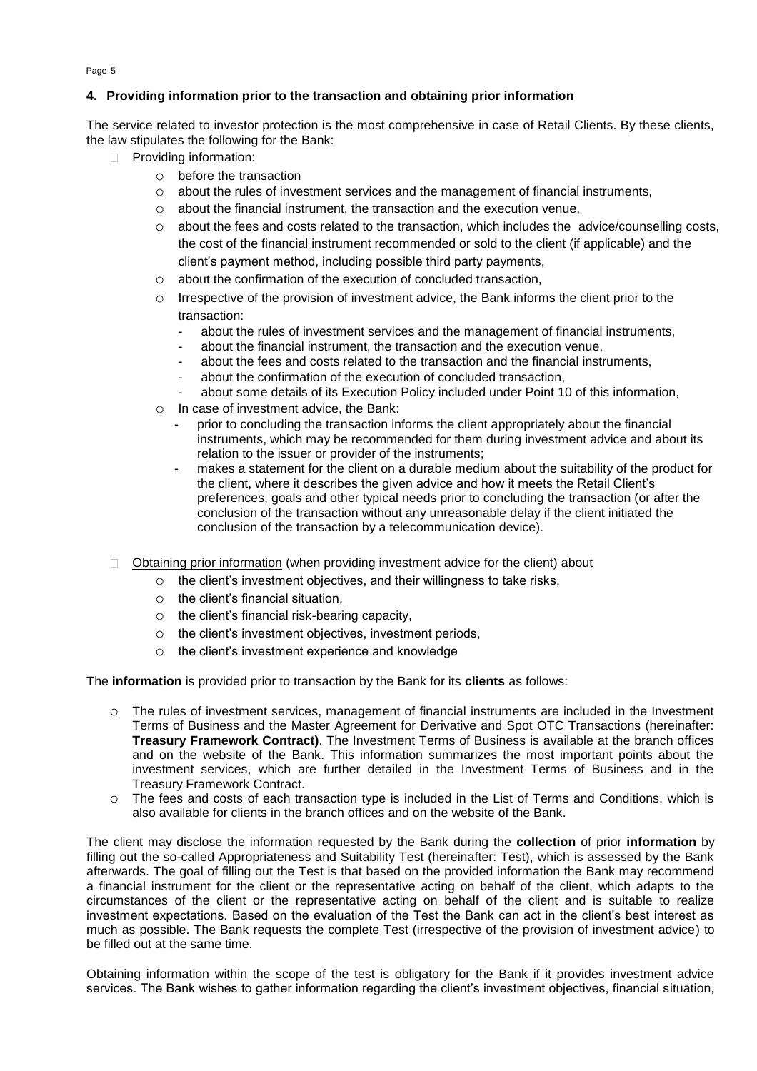## 4. Providing information prior to the transaction and obtaining prior information

The service related to investor protection is the most comprehensive in case of Retail Clients. By these clients, the law stipulates the following for the Bank:

- Providing information:
  - before the transaction
  - about the rules of investment services and the management of financial instruments,
  - about the financial instrument, the transaction and the execution venue,
  - about the fees and costs related to the transaction, which includes the advice/counselling costs, the cost of the financial instrument recommended or sold to the client (if applicable) and the client's payment method, including possible third party payments,
  - about the confirmation of the execution of concluded transaction,
  - Irrespective of the provision of investment advice, the Bank informs the client prior to the transaction:
    - about the rules of investment services and the management of financial instruments,
    - about the financial instrument, the transaction and the execution venue,
    - about the fees and costs related to the transaction and the financial instruments,
    - about the confirmation of the execution of concluded transaction,
    - about some details of its Execution Policy included under Point 10 of this information,
  - In case of investment advice, the Bank:
    - prior to concluding the transaction informs the client appropriately about the financial instruments, which may be recommended for them during investment advice and about its relation to the issuer or provider of the instruments;
    - makes a statement for the client on a durable medium about the suitability of the product for the client, where it describes the given advice and how it meets the Retail Client's preferences, goals and other typical needs prior to concluding the transaction (or after the conclusion of the transaction without any unreasonable delay if the client initiated the conclusion of the transaction by a telecommunication device).

- Obtaining prior information (when providing investment advice for the client) about
  - the client's investment objectives, and their willingness to take risks,
  - the client's financial situation,
  - the client's financial risk-bearing capacity,
  - the client's investment objectives, investment periods,
  - the client's investment experience and knowledge

The **information** is provided prior to transaction by the Bank for its **clients** as follows:

- The rules of investment services, management of financial instruments are included in the Investment Terms of Business and the Master Agreement for Derivative and Spot OTC Transactions (hereinafter: **Treasury Framework Contract)**. The Investment Terms of Business is available at the branch offices and on the website of the Bank. This information summarizes the most important points about the investment services, which are further detailed in the Investment Terms of Business and in the Treasury Framework Contract.
- The fees and costs of each transaction type is included in the List of Terms and Conditions, which is also available for clients in the branch offices and on the website of the Bank.

The client may disclose the information requested by the Bank during the **collection** of prior **information** by filling out the so-called Appropriateness and Suitability Test (hereinafter: Test), which is assessed by the Bank afterwards. The goal of filling out the Test is that based on the provided information the Bank may recommend a financial instrument for the client or the representative acting on behalf of the client, which adapts to the circumstances of the client or the representative acting on behalf of the client and is suitable to realize investment expectations. Based on the evaluation of the Test the Bank can act in the client's best interest as much as possible. The Bank requests the complete Test (irrespective of the provision of investment advice) to be filled out at the same time.

Obtaining information within the scope of the test is obligatory for the Bank if it provides investment advice services. The Bank wishes to gather information regarding the client's investment objectives, financial situation,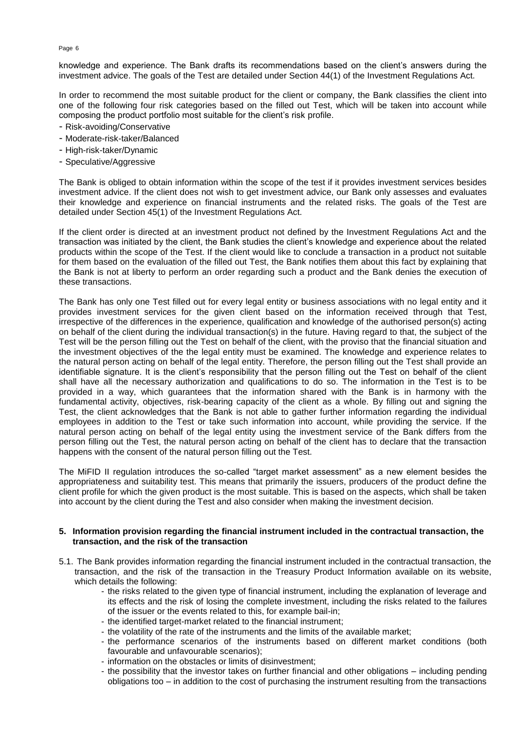knowledge and experience. The Bank drafts its recommendations based on the client's answers during the investment advice. The goals of the Test are detailed under Section 44(1) of the Investment Regulations Act.

In order to recommend the most suitable product for the client or company, the Bank classifies the client into one of the following four risk categories based on the filled out Test, which will be taken into account while composing the product portfolio most suitable for the client's risk profile.

- Risk-avoiding/Conservative
- Moderate-risk-taker/Balanced
- High-risk-taker/Dynamic
- Speculative/Aggressive

The Bank is obliged to obtain information within the scope of the test if it provides investment services besides investment advice. If the client does not wish to get investment advice, our Bank only assesses and evaluates their knowledge and experience on financial instruments and the related risks. The goals of the Test are detailed under Section 45(1) of the Investment Regulations Act.

If the client order is directed at an investment product not defined by the Investment Regulations Act and the transaction was initiated by the client, the Bank studies the client's knowledge and experience about the related products within the scope of the Test. If the client would like to conclude a transaction in a product not suitable for them based on the evaluation of the filled out Test, the Bank notifies them about this fact by explaining that the Bank is not at liberty to perform an order regarding such a product and the Bank denies the execution of these transactions.

The Bank has only one Test filled out for every legal entity or business associations with no legal entity and it provides investment services for the given client based on the information received through that Test, irrespective of the differences in the experience, qualification and knowledge of the authorised person(s) acting on behalf of the client during the individual transaction(s) in the future. Having regard to that, the subject of the Test will be the person filling out the Test on behalf of the client, with the proviso that the financial situation and the investment objectives of the the legal entity must be examined. The knowledge and experience relates to the natural person acting on behalf of the legal entity. Therefore, the person filling out the Test shall provide an identifiable signature. It is the client's responsibility that the person filling out the Test on behalf of the client shall have all the necessary authorization and qualifications to do so. The information in the Test is to be provided in a way, which guarantees that the information shared with the Bank is in harmony with the fundamental activity, objectives, risk-bearing capacity of the client as a whole. By filling out and signing the Test, the client acknowledges that the Bank is not able to gather further information regarding the individual employees in addition to the Test or take such information into account, while providing the service. If the natural person acting on behalf of the legal entity using the investment service of the Bank differs from the person filling out the Test, the natural person acting on behalf of the client has to declare that the transaction happens with the consent of the natural person filling out the Test.

The MiFID II regulation introduces the so-called "target market assessment" as a new element besides the appropriateness and suitability test. This means that primarily the issuers, producers of the product define the client profile for which the given product is the most suitable. This is based on the aspects, which shall be taken into account by the client during the Test and also consider when making the investment decision.

## 5. Information provision regarding the financial instrument included in the contractual transaction, the transaction, and the risk of the transaction

5.1. The Bank provides information regarding the financial instrument included in the contractual transaction, the transaction, and the risk of the transaction in the Treasury Product Information available on its website, which details the following:

- the risks related to the given type of financial instrument, including the explanation of leverage and its effects and the risk of losing the complete investment, including the risks related to the failures of the issuer or the events related to this, for example bail-in;
- the identified target-market related to the financial instrument;
- the volatility of the rate of the instruments and the limits of the available market;
- the performance scenarios of the instruments based on different market conditions (both favourable and unfavourable scenarios);
- information on the obstacles or limits of disinvestment;
- the possibility that the investor takes on further financial and other obligations – including pending obligations too – in addition to the cost of purchasing the instrument resulting from the transactions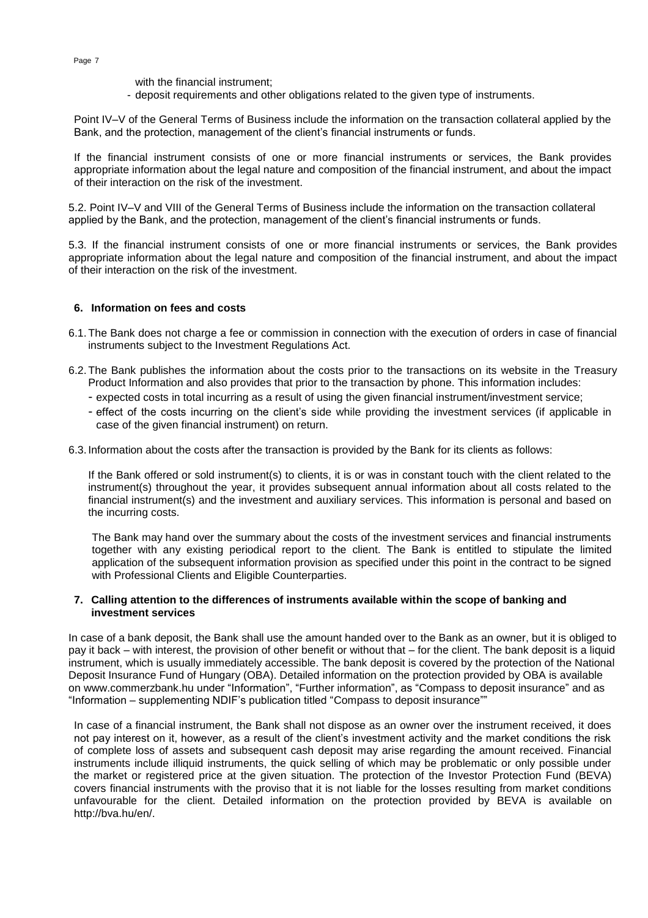with the financial instrument;

- deposit requirements and other obligations related to the given type of instruments.

Point IV–V of the General Terms of Business include the information on the transaction collateral applied by the Bank, and the protection, management of the client's financial instruments or funds.

If the financial instrument consists of one or more financial instruments or services, the Bank provides appropriate information about the legal nature and composition of the financial instrument, and about the impact of their interaction on the risk of the investment.

5.2. Point IV–V and VIII of the General Terms of Business include the information on the transaction collateral applied by the Bank, and the protection, management of the client's financial instruments or funds.

5.3. If the financial instrument consists of one or more financial instruments or services, the Bank provides appropriate information about the legal nature and composition of the financial instrument, and about the impact of their interaction on the risk of the investment.

## 6. Information on fees and costs

6.1. The Bank does not charge a fee or commission in connection with the execution of orders in case of financial instruments subject to the Investment Regulations Act.

6.2. The Bank publishes the information about the costs prior to the transactions on its website in the Treasury Product Information and also provides that prior to the transaction by phone. This information includes:

- expected costs in total incurring as a result of using the given financial instrument/investment service;
- effect of the costs incurring on the client's side while providing the investment services (if applicable in case of the given financial instrument) on return.

6.3. Information about the costs after the transaction is provided by the Bank for its clients as follows:

If the Bank offered or sold instrument(s) to clients, it is or was in constant touch with the client related to the instrument(s) throughout the year, it provides subsequent annual information about all costs related to the financial instrument(s) and the investment and auxiliary services. This information is personal and based on the incurring costs.

The Bank may hand over the summary about the costs of the investment services and financial instruments together with any existing periodical report to the client. The Bank is entitled to stipulate the limited application of the subsequent information provision as specified under this point in the contract to be signed with Professional Clients and Eligible Counterparties.

## 7. Calling attention to the differences of instruments available within the scope of banking and investment services

In case of a bank deposit, the Bank shall use the amount handed over to the Bank as an owner, but it is obliged to pay it back – with interest, the provision of other benefit or without that – for the client. The bank deposit is a liquid instrument, which is usually immediately accessible. The bank deposit is covered by the protection of the National Deposit Insurance Fund of Hungary (OBA). Detailed information on the protection provided by OBA is available on www.commerzbank.hu under "Information", "Further information", as "Compass to deposit insurance" and as "Information – supplementing NDIF's publication titled "Compass to deposit insurance""

In case of a financial instrument, the Bank shall not dispose as an owner over the instrument received, it does not pay interest on it, however, as a result of the client's investment activity and the market conditions the risk of complete loss of assets and subsequent cash deposit may arise regarding the amount received. Financial instruments include illiquid instruments, the quick selling of which may be problematic or only possible under the market or registered price at the given situation. The protection of the Investor Protection Fund (BEVA) covers financial instruments with the proviso that it is not liable for the losses resulting from market conditions unfavourable for the client. Detailed information on the protection provided by BEVA is available on http://bva.hu/en/.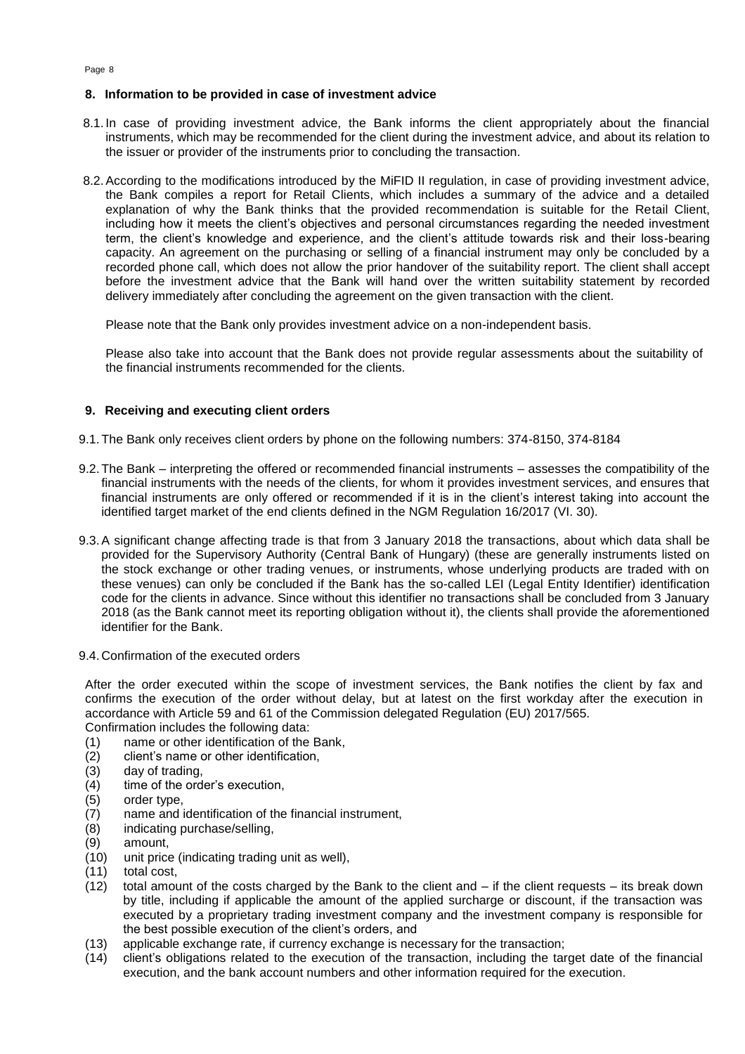## 8. Information to be provided in case of investment advice

8.1. In case of providing investment advice, the Bank informs the client appropriately about the financial instruments, which may be recommended for the client during the investment advice, and about its relation to the issuer or provider of the instruments prior to concluding the transaction.

8.2. According to the modifications introduced by the MiFID II regulation, in case of providing investment advice, the Bank compiles a report for Retail Clients, which includes a summary of the advice and a detailed explanation of why the Bank thinks that the provided recommendation is suitable for the Retail Client, including how it meets the client's objectives and personal circumstances regarding the needed investment term, the client's knowledge and experience, and the client's attitude towards risk and their loss-bearing capacity. An agreement on the purchasing or selling of a financial instrument may only be concluded by a recorded phone call, which does not allow the prior handover of the suitability report. The client shall accept before the investment advice that the Bank will hand over the written suitability statement by recorded delivery immediately after concluding the agreement on the given transaction with the client.

Please note that the Bank only provides investment advice on a non-independent basis.

Please also take into account that the Bank does not provide regular assessments about the suitability of the financial instruments recommended for the clients.

## 9. Receiving and executing client orders

9.1. The Bank only receives client orders by phone on the following numbers: 374-8150, 374-8184

9.2. The Bank – interpreting the offered or recommended financial instruments – assesses the compatibility of the financial instruments with the needs of the clients, for whom it provides investment services, and ensures that financial instruments are only offered or recommended if it is in the client's interest taking into account the identified target market of the end clients defined in the NGM Regulation 16/2017 (VI. 30).

9.3. A significant change affecting trade is that from 3 January 2018 the transactions, about which data shall be provided for the Supervisory Authority (Central Bank of Hungary) (these are generally instruments listed on the stock exchange or other trading venues, or instruments, whose underlying products are traded with on these venues) can only be concluded if the Bank has the so-called LEI (Legal Entity Identifier) identification code for the clients in advance. Since without this identifier no transactions shall be concluded from 3 January 2018 (as the Bank cannot meet its reporting obligation without it), the clients shall provide the aforementioned identifier for the Bank.

9.4. Confirmation of the executed orders

After the order executed within the scope of investment services, the Bank notifies the client by fax and confirms the execution of the order without delay, but at latest on the first workday after the execution in accordance with Article 59 and 61 of the Commission delegated Regulation (EU) 2017/565.
Confirmation includes the following data:

(1) name or other identification of the Bank,
(2) client's name or other identification,
(3) day of trading,
(4) time of the order's execution,
(5) order type,
(7) name and identification of the financial instrument,
(8) indicating purchase/selling,
(9) amount,
(10) unit price (indicating trading unit as well),
(11) total cost,
(12) total amount of the costs charged by the Bank to the client and – if the client requests – its break down by title, including if applicable the amount of the applied surcharge or discount, if the transaction was executed by a proprietary trading investment company and the investment company is responsible for the best possible execution of the client's orders, and
(13) applicable exchange rate, if currency exchange is necessary for the transaction;
(14) client's obligations related to the execution of the transaction, including the target date of the financial execution, and the bank account numbers and other information required for the execution.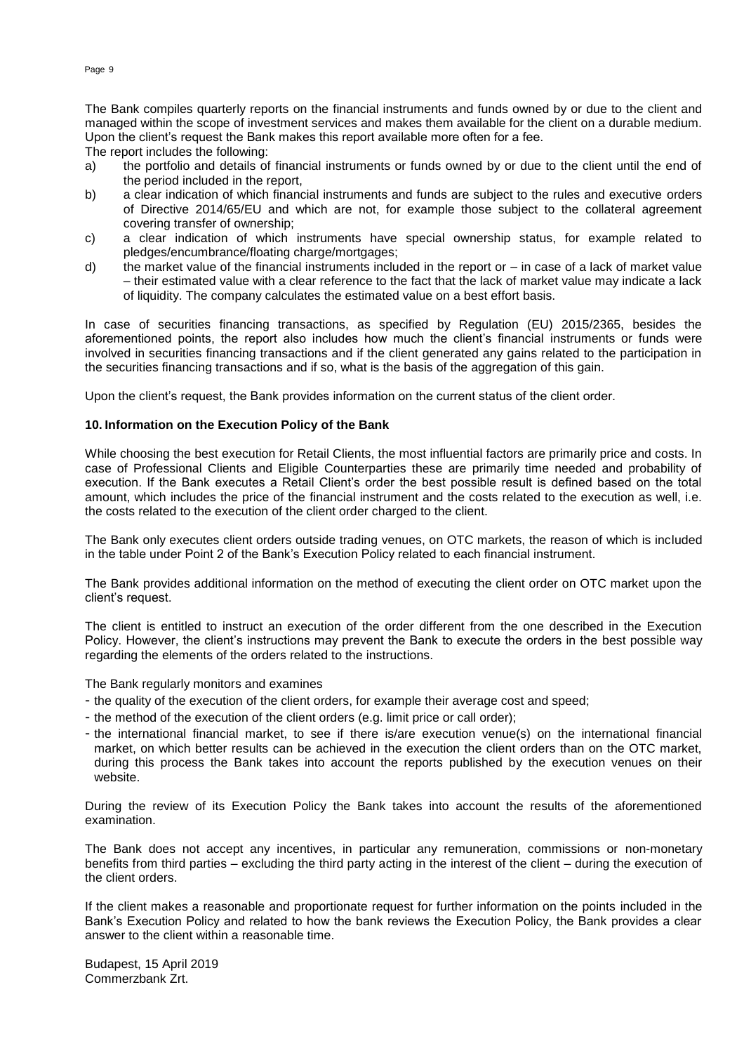The Bank compiles quarterly reports on the financial instruments and funds owned by or due to the client and managed within the scope of investment services and makes them available for the client on a durable medium. Upon the client's request the Bank makes this report available more often for a fee.

The report includes the following:

a) the portfolio and details of financial instruments or funds owned by or due to the client until the end of the period included in the report,
b) a clear indication of which financial instruments and funds are subject to the rules and executive orders of Directive 2014/65/EU and which are not, for example those subject to the collateral agreement covering transfer of ownership;
c) a clear indication of which instruments have special ownership status, for example related to pledges/encumbrance/floating charge/mortgages;
d) the market value of the financial instruments included in the report or – in case of a lack of market value – their estimated value with a clear reference to the fact that the lack of market value may indicate a lack of liquidity. The company calculates the estimated value on a best effort basis.

In case of securities financing transactions, as specified by Regulation (EU) 2015/2365, besides the aforementioned points, the report also includes how much the client's financial instruments or funds were involved in securities financing transactions and if the client generated any gains related to the participation in the securities financing transactions and if so, what is the basis of the aggregation of this gain.

Upon the client's request, the Bank provides information on the current status of the client order.

## 10. Information on the Execution Policy of the Bank

While choosing the best execution for Retail Clients, the most influential factors are primarily price and costs. In case of Professional Clients and Eligible Counterparties these are primarily time needed and probability of execution. If the Bank executes a Retail Client's order the best possible result is defined based on the total amount, which includes the price of the financial instrument and the costs related to the execution as well, i.e. the costs related to the execution of the client order charged to the client.

The Bank only executes client orders outside trading venues, on OTC markets, the reason of which is included in the table under Point 2 of the Bank's Execution Policy related to each financial instrument.

The Bank provides additional information on the method of executing the client order on OTC market upon the client's request.

The client is entitled to instruct an execution of the order different from the one described in the Execution Policy. However, the client's instructions may prevent the Bank to execute the orders in the best possible way regarding the elements of the orders related to the instructions.

The Bank regularly monitors and examines

- the quality of the execution of the client orders, for example their average cost and speed;
- the method of the execution of the client orders (e.g. limit price or call order);
- the international financial market, to see if there is/are execution venue(s) on the international financial market, on which better results can be achieved in the execution the client orders than on the OTC market, during this process the Bank takes into account the reports published by the execution venues on their website.

During the review of its Execution Policy the Bank takes into account the results of the aforementioned examination.

The Bank does not accept any incentives, in particular any remuneration, commissions or non-monetary benefits from third parties – excluding the third party acting in the interest of the client – during the execution of the client orders.

If the client makes a reasonable and proportionate request for further information on the points included in the Bank's Execution Policy and related to how the bank reviews the Execution Policy, the Bank provides a clear answer to the client within a reasonable time.

Budapest, 15 April 2019
Commerzbank Zrt.